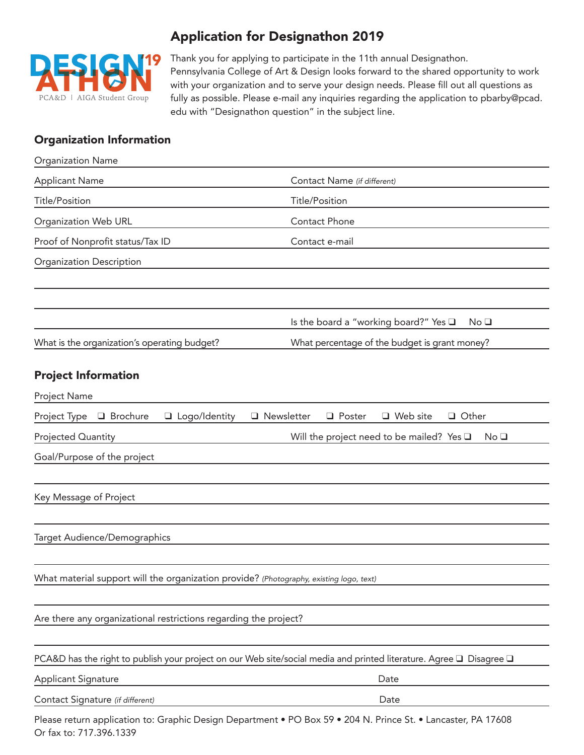DESIGN'19 ATHON

PCA&D | AIGA Student Group

# Application for Designathon 2019

Thank you for applying to participate in the 11th annual Designathon. Pennsylvania College of Art & Design looks forward to the shared opportunity to work with your organization and to serve your design needs. Please fill out all questions as fully as possible. Please e-mail any inquiries regarding the application to pbarby@pcad.edu with "Designathon question" in the subject line.

## Organization Information

Organization Name

Applicant Name

Contact Name *(if different)*

Title/Position

Title/Position

Organization Web URL

Contact Phone

Proof of Nonprofit status/Tax ID

Contact e-mail

Organization Description

Is the board a "working board?" Yes ❑ No ❑

What is the organization's operating budget?

What percentage of the budget is grant money?

## Project Information

Project Name

Project Type ❑ Brochure ❑ Logo/Identity ❑ Newsletter ❑ Poster ❑ Web site ❑ Other

Projected Quantity

Will the project need to be mailed? Yes ❑ No ❑

Goal/Purpose of the project

Key Message of Project

Target Audience/Demographics

What material support will the organization provide? *(Photography, existing logo, text)*

Are there any organizational restrictions regarding the project?

PCA&D has the right to publish your project on our Web site/social media and printed literature. Agree ❑ Disagree ❑

Applicant Signature

Date

Contact Signature *(if different)*

Date

Please return application to: Graphic Design Department • PO Box 59 • 204 N. Prince St. • Lancaster, PA 17608
Or fax to: 717.396.1339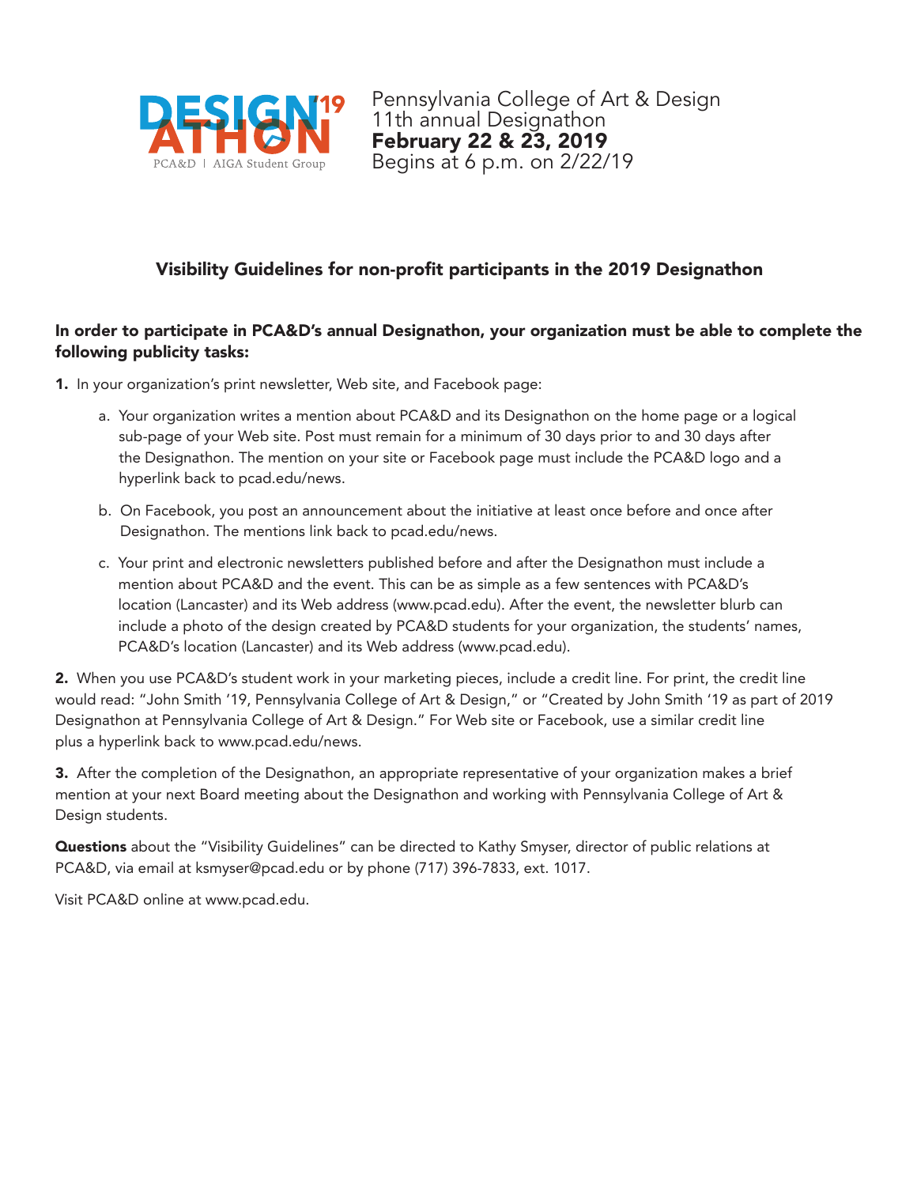DESIGN'19 ATHON
PCA&D | AIGA Student Group

Pennsylvania College of Art & Design
11th annual Designathon
**February 22 & 23, 2019**
Begins at 6 p.m. on 2/22/19

## Visibility Guidelines for non-profit participants in the 2019 Designathon

### In order to participate in PCA&D's annual Designathon, your organization must be able to complete the following publicity tasks:

**1.** In your organization's print newsletter, Web site, and Facebook page:

  a. Your organization writes a mention about PCA&D and its Designathon on the home page or a logical sub-page of your Web site. Post must remain for a minimum of 30 days prior to and 30 days after the Designathon. The mention on your site or Facebook page must include the PCA&D logo and a hyperlink back to pcad.edu/news.

  b. On Facebook, you post an announcement about the initiative at least once before and once after Designathon. The mentions link back to pcad.edu/news.

  c. Your print and electronic newsletters published before and after the Designathon must include a mention about PCA&D and the event. This can be as simple as a few sentences with PCA&D's location (Lancaster) and its Web address (www.pcad.edu). After the event, the newsletter blurb can include a photo of the design created by PCA&D students for your organization, the students' names, PCA&D's location (Lancaster) and its Web address (www.pcad.edu).

**2.** When you use PCA&D's student work in your marketing pieces, include a credit line. For print, the credit line would read: "John Smith '19, Pennsylvania College of Art & Design," or "Created by John Smith '19 as part of 2019 Designathon at Pennsylvania College of Art & Design." For Web site or Facebook, use a similar credit line plus a hyperlink back to www.pcad.edu/news.

**3.** After the completion of the Designathon, an appropriate representative of your organization makes a brief mention at your next Board meeting about the Designathon and working with Pennsylvania College of Art & Design students.

**Questions** about the "Visibility Guidelines" can be directed to Kathy Smyser, director of public relations at PCA&D, via email at ksmyser@pcad.edu or by phone (717) 396-7833, ext. 1017.

Visit PCA&D online at www.pcad.edu.